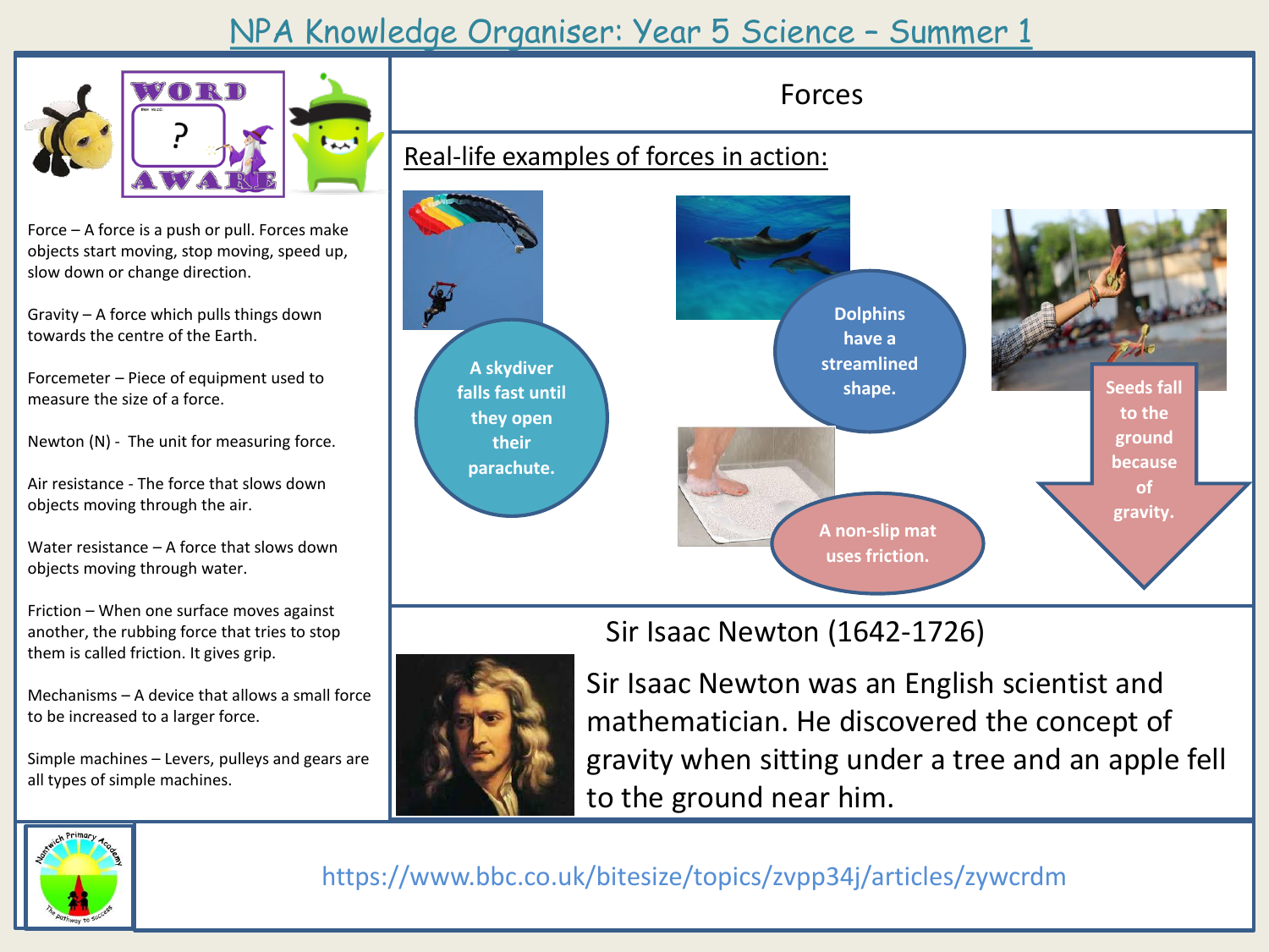# NPA Knowledge Organiser: Year 5 Science – Summer 1

## Word Aware

Force – A force is a push or pull. Forces make objects start moving, stop moving, speed up, slow down or change direction.

Gravity – A force which pulls things down towards the centre of the Earth.

Forcemeter – Piece of equipment used to measure the size of a force.

Newton (N) - The unit for measuring force.

Air resistance - The force that slows down objects moving through the air.

Water resistance – A force that slows down objects moving through water.

Friction – When one surface moves against another, the rubbing force that tries to stop them is called friction. It gives grip.

Mechanisms – A device that allows a small force to be increased to a larger force.

Simple machines – Levers, pulleys and gears are all types of simple machines.

## Forces

### Real-life examples of forces in action:

- A skydiver falls fast until they open their parachute.
- Dolphins have a streamlined shape.
- A non-slip mat uses friction.
- Seeds fall to the ground because of gravity.

### Sir Isaac Newton (1642-1726)

Sir Isaac Newton was an English scientist and mathematician. He discovered the concept of gravity when sitting under a tree and an apple fell to the ground near him.

https://www.bbc.co.uk/bitesize/topics/zvpp34j/articles/zywcrdm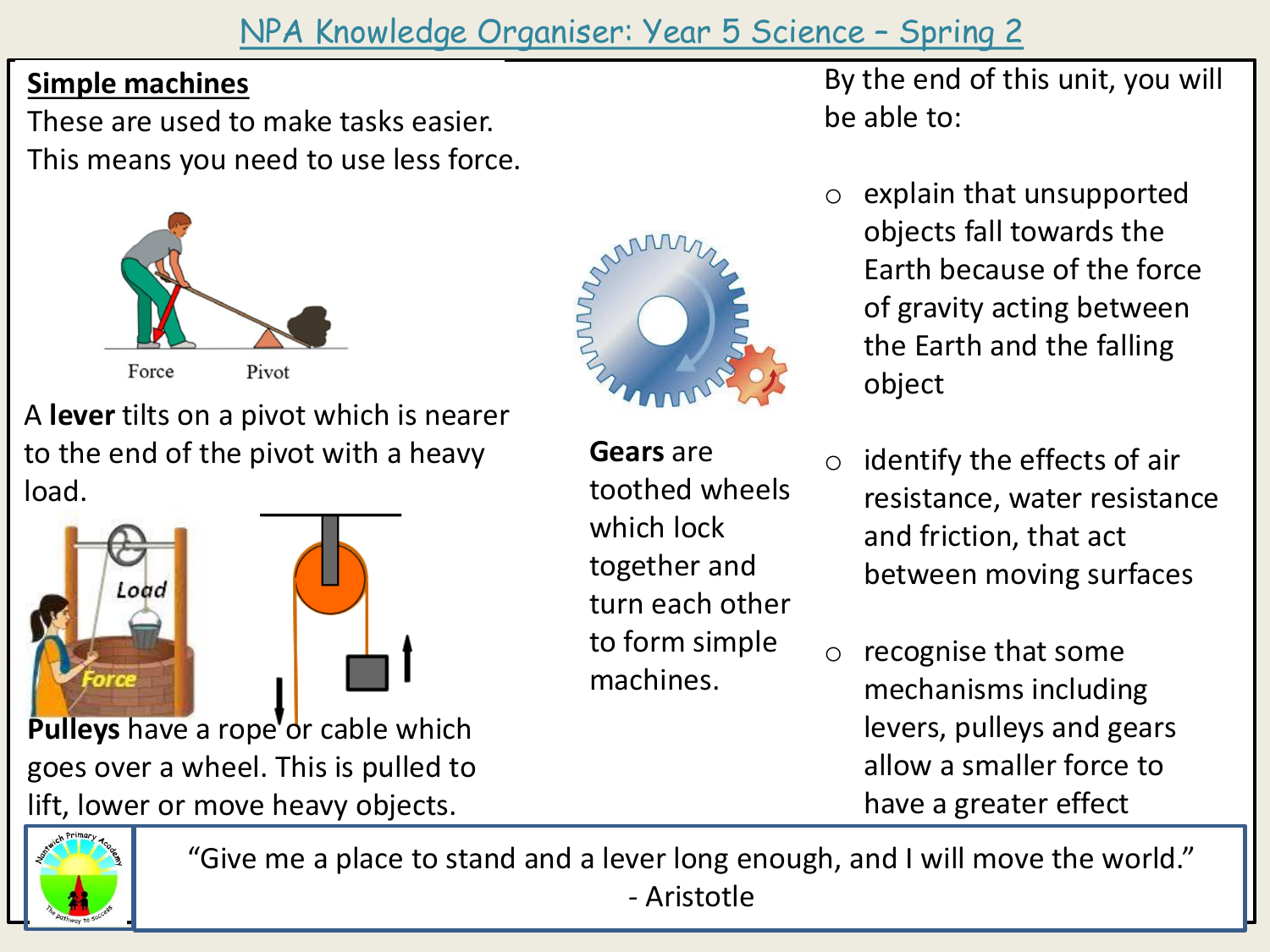# NPA Knowledge Organiser: Year 5 Science – Spring 2

## Simple machines

These are used to make tasks easier. This means you need to use less force.

Force

Pivot

A **lever** tilts on a pivot which is nearer to the end of the pivot with a heavy load.

Load

Force

**Pulleys** have a rope or cable which goes over a wheel. This is pulled to lift, lower or move heavy objects.

**Gears** are toothed wheels which lock together and turn each other to form simple machines.

By the end of this unit, you will be able to:

- explain that unsupported objects fall towards the Earth because of the force of gravity acting between the Earth and the falling object
- identify the effects of air resistance, water resistance and friction, that act between moving surfaces
- recognise that some mechanisms including levers, pulleys and gears allow a smaller force to have a greater effect

"Give me a place to stand and a lever long enough, and I will move the world."
- Aristotle